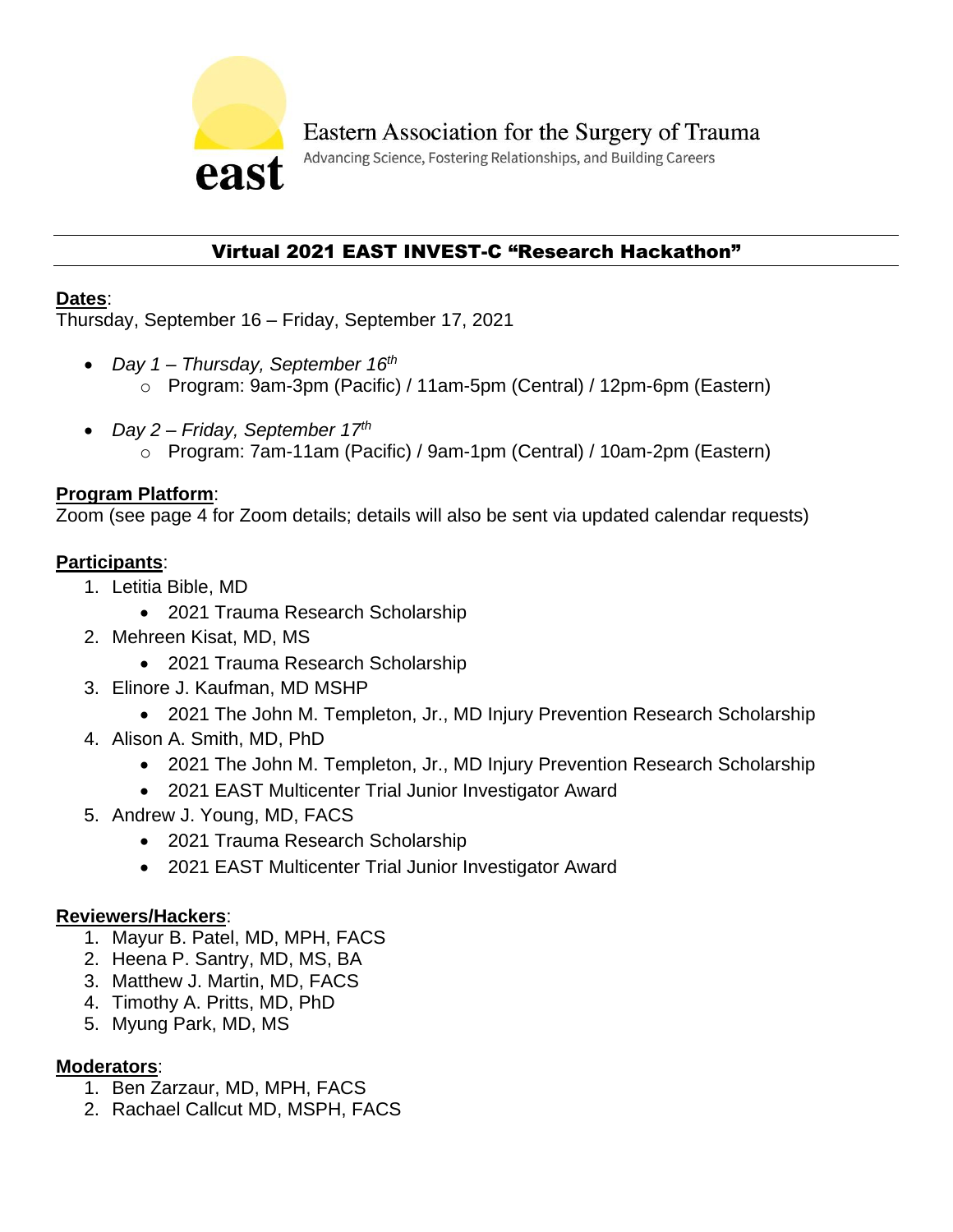Eastern Association for the Surgery of Trauma

Advancing Science, Fostering Relationships, and Building Careers

# Virtual 2021 EAST INVEST-C "Research Hackathon"

**Dates**:
Thursday, September 16 – Friday, September 17, 2021

- *Day 1 – Thursday, September 16th*
  - Program: 9am-3pm (Pacific) / 11am-5pm (Central) / 12pm-6pm (Eastern)
- *Day 2 – Friday, September 17th*
  - Program: 7am-11am (Pacific) / 9am-1pm (Central) / 10am-2pm (Eastern)

**Program Platform**:
Zoom (see page 4 for Zoom details; details will also be sent via updated calendar requests)

**Participants**:

1. Letitia Bible, MD
   - 2021 Trauma Research Scholarship
2. Mehreen Kisat, MD, MS
   - 2021 Trauma Research Scholarship
3. Elinore J. Kaufman, MD MSHP
   - 2021 The John M. Templeton, Jr., MD Injury Prevention Research Scholarship
4. Alison A. Smith, MD, PhD
   - 2021 The John M. Templeton, Jr., MD Injury Prevention Research Scholarship
   - 2021 EAST Multicenter Trial Junior Investigator Award
5. Andrew J. Young, MD, FACS
   - 2021 Trauma Research Scholarship
   - 2021 EAST Multicenter Trial Junior Investigator Award

**Reviewers/Hackers**:

1. Mayur B. Patel, MD, MPH, FACS
2. Heena P. Santry, MD, MS, BA
3. Matthew J. Martin, MD, FACS
4. Timothy A. Pritts, MD, PhD
5. Myung Park, MD, MS

**Moderators**:

1. Ben Zarzaur, MD, MPH, FACS
2. Rachael Callcut MD, MSPH, FACS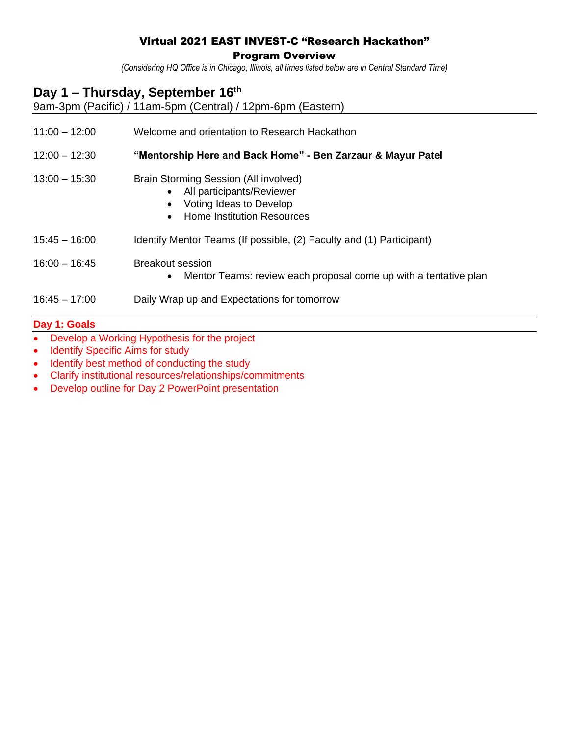# Virtual 2021 EAST INVEST-C "Research Hackathon"

## Program Overview

*(Considering HQ Office is in Chicago, Illinois, all times listed below are in Central Standard Time)*

## Day 1 – Thursday, September 16th

9am-3pm (Pacific) / 11am-5pm (Central) / 12pm-6pm (Eastern)

11:00 – 12:00 Welcome and orientation to Research Hackathon

12:00 – 12:30 **"Mentorship Here and Back Home" - Ben Zarzaur & Mayur Patel**

13:00 – 15:30 Brain Storming Session (All involved)

- All participants/Reviewer
- Voting Ideas to Develop
- Home Institution Resources

15:45 – 16:00 Identify Mentor Teams (If possible, (2) Faculty and (1) Participant)

16:00 – 16:45 Breakout session

- Mentor Teams: review each proposal come up with a tentative plan

16:45 – 17:00 Daily Wrap up and Expectations for tomorrow

**Day 1: Goals**

- Develop a Working Hypothesis for the project
- Identify Specific Aims for study
- Identify best method of conducting the study
- Clarify institutional resources/relationships/commitments
- Develop outline for Day 2 PowerPoint presentation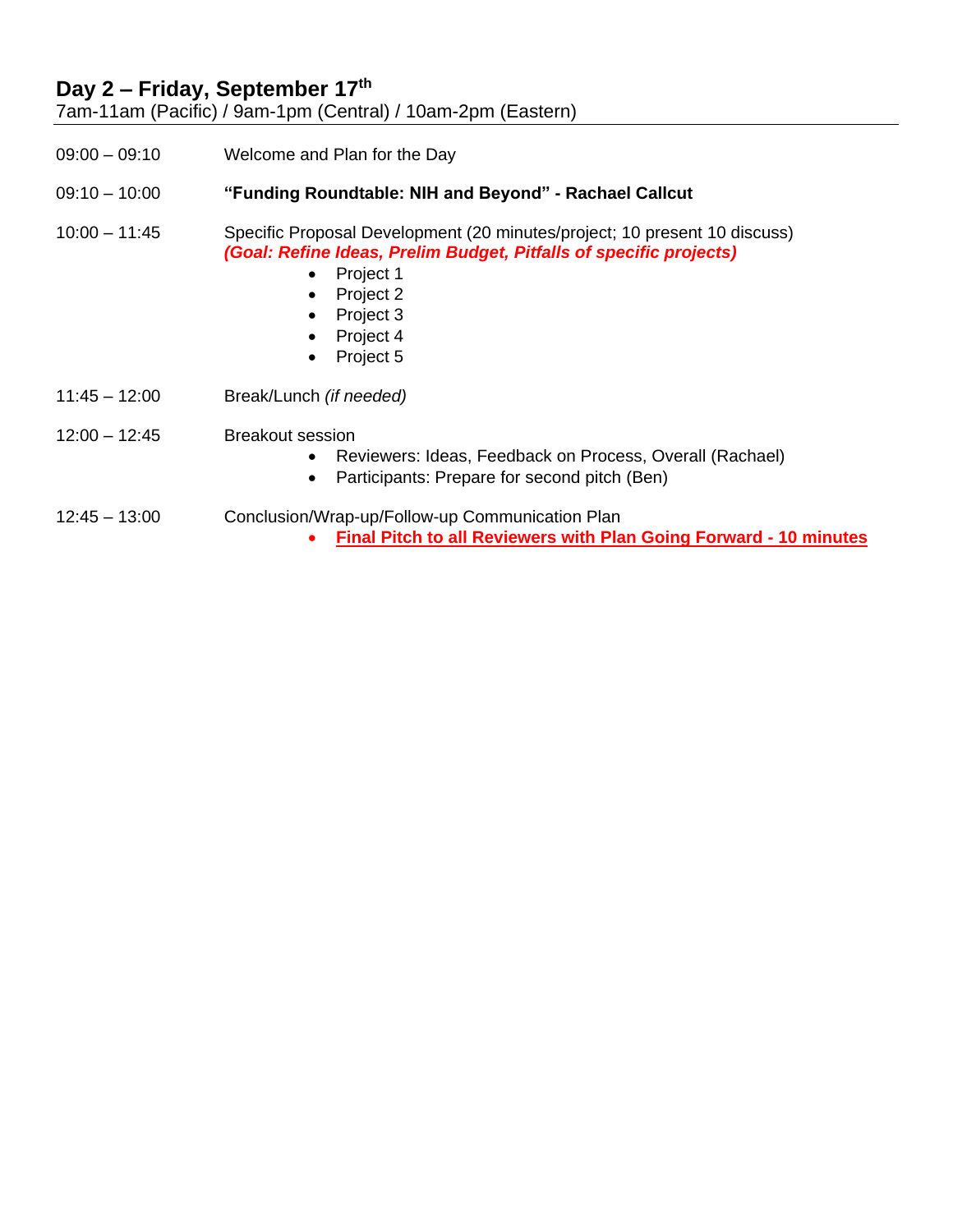## Day 2 – Friday, September 17th

7am-11am (Pacific) / 9am-1pm (Central) / 10am-2pm (Eastern)

---

09:00 – 09:10 Welcome and Plan for the Day

09:10 – 10:00 **"Funding Roundtable: NIH and Beyond" - Rachael Callcut**

10:00 – 11:45 Specific Proposal Development (20 minutes/project; 10 present 10 discuss)
***(Goal: Refine Ideas, Prelim Budget, Pitfalls of specific projects)***

- Project 1
- Project 2
- Project 3
- Project 4
- Project 5

11:45 – 12:00 Break/Lunch *(if needed)*

12:00 – 12:45 Breakout session

- Reviewers: Ideas, Feedback on Process, Overall (Rachael)
- Participants: Prepare for second pitch (Ben)

12:45 – 13:00 Conclusion/Wrap-up/Follow-up Communication Plan

- **Final Pitch to all Reviewers with Plan Going Forward - 10 minutes**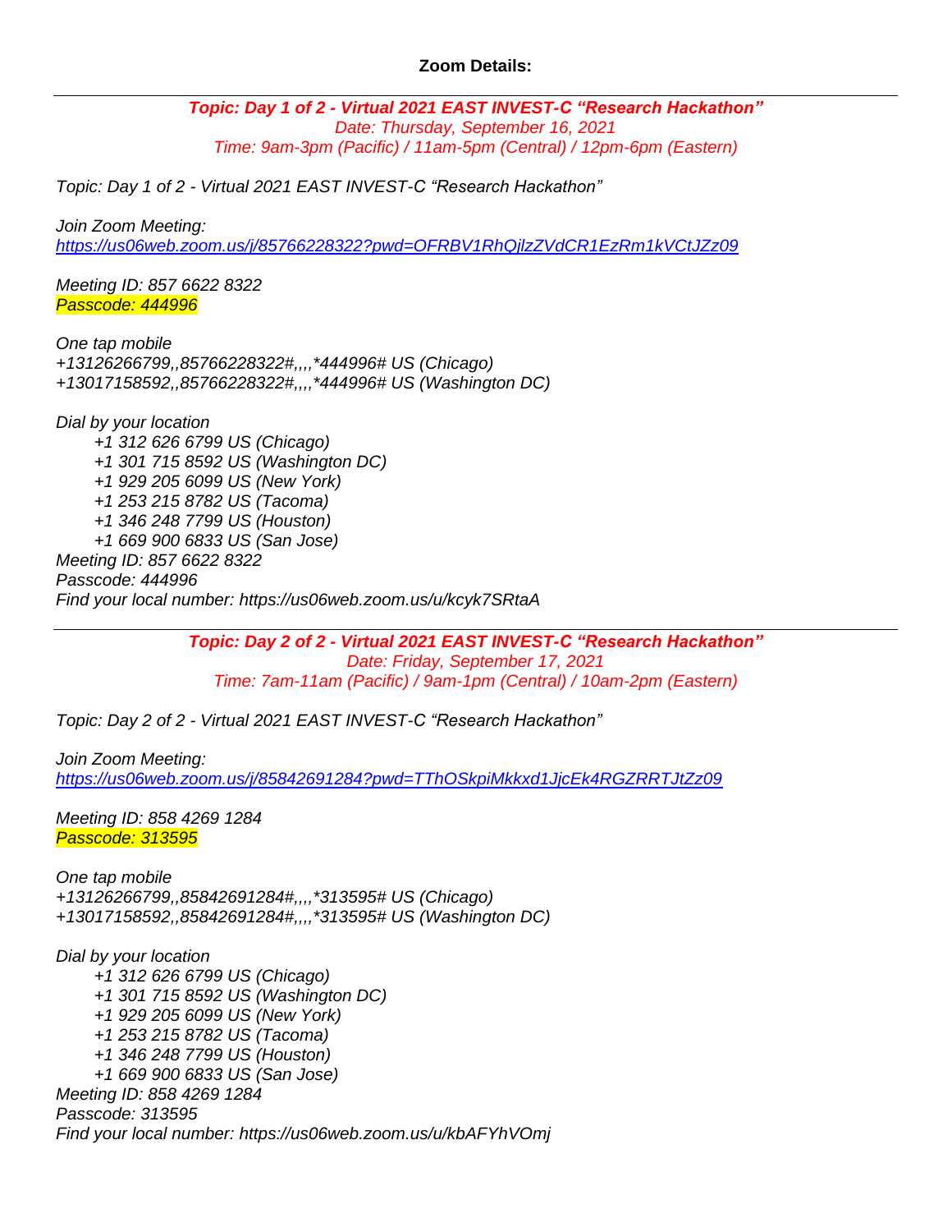**Zoom Details:**

---

***Topic: Day 1 of 2 - Virtual 2021 EAST INVEST-C "Research Hackathon"***
*Date: Thursday, September 16, 2021*
*Time: 9am-3pm (Pacific) / 11am-5pm (Central) / 12pm-6pm (Eastern)*

*Topic: Day 1 of 2 - Virtual 2021 EAST INVEST-C "Research Hackathon"*

*Join Zoom Meeting:*
*https://us06web.zoom.us/j/85766228322?pwd=OFRBV1RhQjlzZVdCR1EzRm1kVCtJZz09*

*Meeting ID: 857 6622 8322*
*Passcode: 444996*

*One tap mobile*
*+13126266799,,85766228322#,,,,*444996# US (Chicago)*
*+13017158592,,85766228322#,,,,*444996# US (Washington DC)*

*Dial by your location*
- *+1 312 626 6799 US (Chicago)*
- *+1 301 715 8592 US (Washington DC)*
- *+1 929 205 6099 US (New York)*
- *+1 253 215 8782 US (Tacoma)*
- *+1 346 248 7799 US (Houston)*
- *+1 669 900 6833 US (San Jose)*

*Meeting ID: 857 6622 8322*
*Passcode: 444996*
*Find your local number: https://us06web.zoom.us/u/kcyk7SRtaA*

---

***Topic: Day 2 of 2 - Virtual 2021 EAST INVEST-C "Research Hackathon"***
*Date: Friday, September 17, 2021*
*Time: 7am-11am (Pacific) / 9am-1pm (Central) / 10am-2pm (Eastern)*

*Topic: Day 2 of 2 - Virtual 2021 EAST INVEST-C "Research Hackathon"*

*Join Zoom Meeting:*
*https://us06web.zoom.us/j/85842691284?pwd=TThOSkpiMkkxd1JjcEk4RGZRRTJtZz09*

*Meeting ID: 858 4269 1284*
*Passcode: 313595*

*One tap mobile*
*+13126266799,,85842691284#,,,,*313595# US (Chicago)*
*+13017158592,,85842691284#,,,,*313595# US (Washington DC)*

*Dial by your location*
- *+1 312 626 6799 US (Chicago)*
- *+1 301 715 8592 US (Washington DC)*
- *+1 929 205 6099 US (New York)*
- *+1 253 215 8782 US (Tacoma)*
- *+1 346 248 7799 US (Houston)*
- *+1 669 900 6833 US (San Jose)*

*Meeting ID: 858 4269 1284*
*Passcode: 313595*
*Find your local number: https://us06web.zoom.us/u/kbAFYhVOmj*